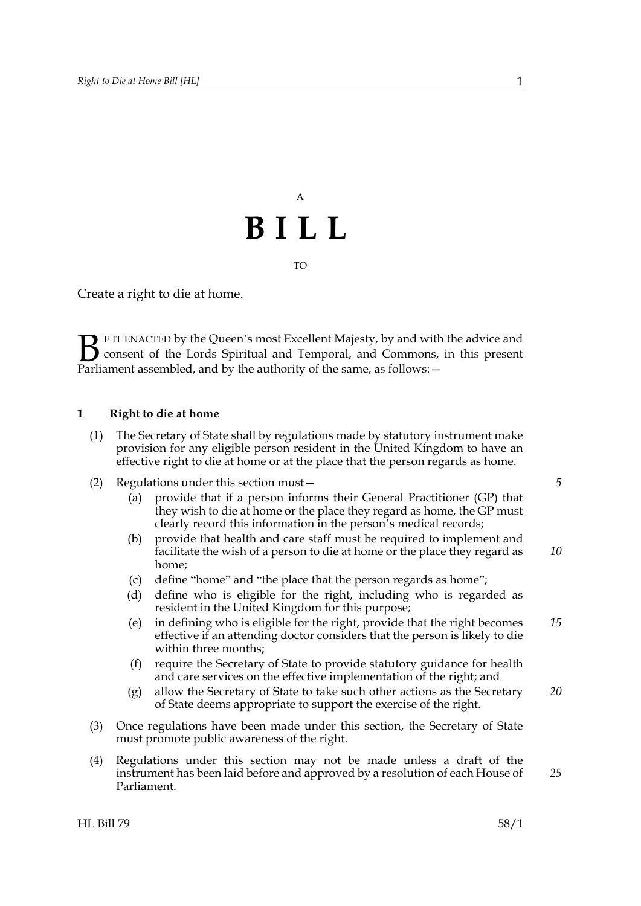A

# BILL

TO

Create a right to die at home.

BE IT ENACTED by the Queen's most Excellent Majesty, by and with the advice and consent of the Lords Spiritual and Temporal, and Commons, in this present Parliament assembled, and by the authority of the same, as follows:—

### 1 Right to die at home

(1) The Secretary of State shall by regulations made by statutory instrument make provision for any eligible person resident in the United Kingdom to have an effective right to die at home or at the place that the person regards as home.

(2) Regulations under this section must—

(a) provide that if a person informs their General Practitioner (GP) that they wish to die at home or the place they regard as home, the GP must clearly record this information in the person's medical records;

(b) provide that health and care staff must be required to implement and facilitate the wish of a person to die at home or the place they regard as home;

(c) define "home" and "the place that the person regards as home";

(d) define who is eligible for the right, including who is regarded as resident in the United Kingdom for this purpose;

(e) in defining who is eligible for the right, provide that the right becomes effective if an attending doctor considers that the person is likely to die within three months;

(f) require the Secretary of State to provide statutory guidance for health and care services on the effective implementation of the right; and

(g) allow the Secretary of State to take such other actions as the Secretary of State deems appropriate to support the exercise of the right.

(3) Once regulations have been made under this section, the Secretary of State must promote public awareness of the right.

(4) Regulations under this section may not be made unless a draft of the instrument has been laid before and approved by a resolution of each House of Parliament.

HL Bill 79 58/1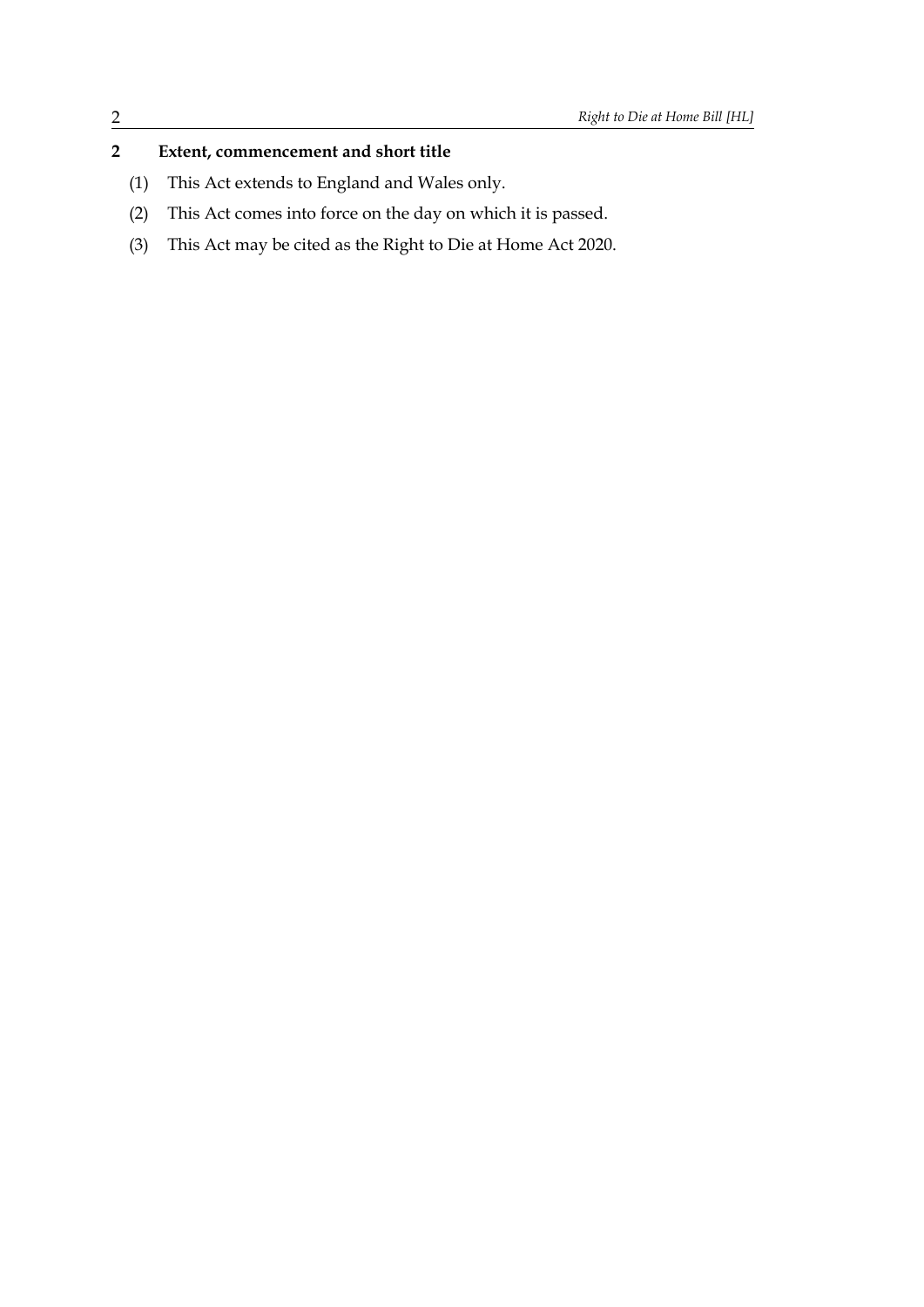## 2 Extent, commencement and short title

(1) This Act extends to England and Wales only.

(2) This Act comes into force on the day on which it is passed.

(3) This Act may be cited as the Right to Die at Home Act 2020.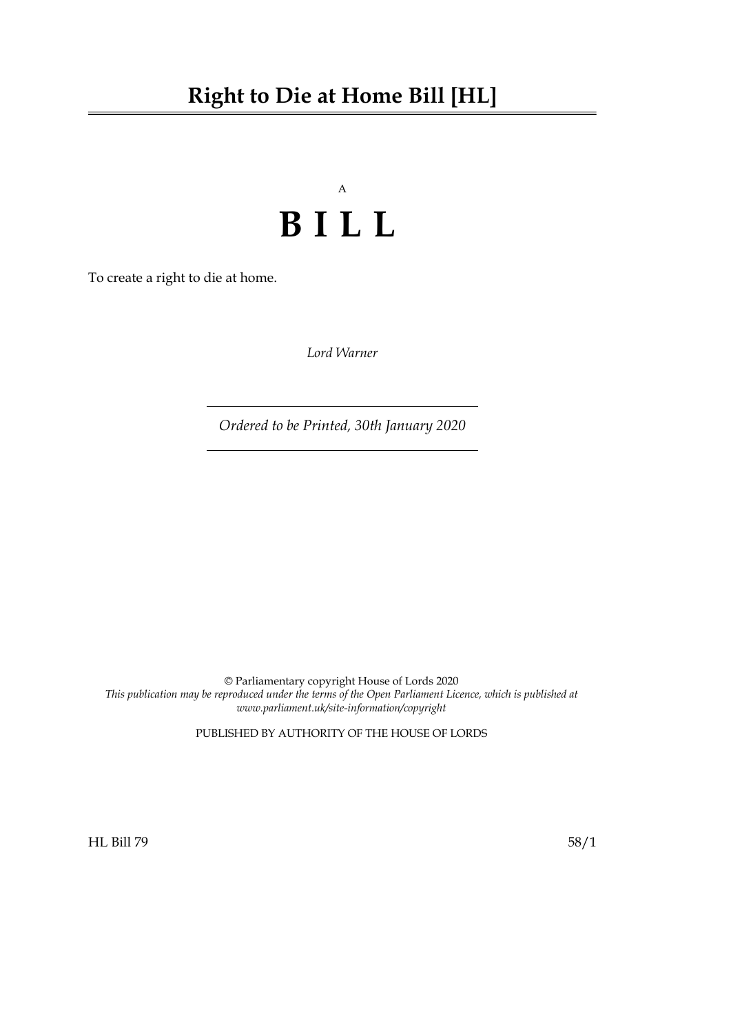# Right to Die at Home Bill [HL]

A

# B I L L

To create a right to die at home.

*Lord Warner*

*Ordered to be Printed, 30th January 2020*

© Parliamentary copyright House of Lords 2020
*This publication may be reproduced under the terms of the Open Parliament Licence, which is published at www.parliament.uk/site-information/copyright*

PUBLISHED BY AUTHORITY OF THE HOUSE OF LORDS

HL Bill 79 58/1